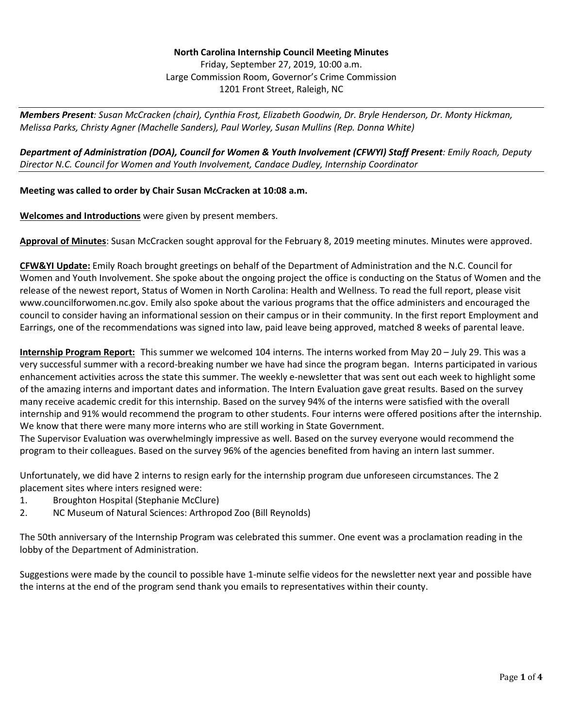**North Carolina Internship Council Meeting Minutes**

Friday, September 27, 2019, 10:00 a.m.
Large Commission Room, Governor's Crime Commission
1201 Front Street, Raleigh, NC

***Members Present****: Susan McCracken (chair), Cynthia Frost, Elizabeth Goodwin, Dr. Bryle Henderson, Dr. Monty Hickman, Melissa Parks, Christy Agner (Machelle Sanders), Paul Worley, Susan Mullins (Rep. Donna White)*

***Department of Administration (DOA), Council for Women & Youth Involvement (CFWYI) Staff Present****: Emily Roach, Deputy Director N.C. Council for Women and Youth Involvement, Candace Dudley, Internship Coordinator*

**Meeting was called to order by Chair Susan McCracken at 10:08 a.m.**

**Welcomes and Introductions** were given by present members.

**Approval of Minutes**: Susan McCracken sought approval for the February 8, 2019 meeting minutes. Minutes were approved.

**CFW&YI Update:** Emily Roach brought greetings on behalf of the Department of Administration and the N.C. Council for Women and Youth Involvement. She spoke about the ongoing project the office is conducting on the Status of Women and the release of the newest report, Status of Women in North Carolina: Health and Wellness. To read the full report, please visit www.councilforwomen.nc.gov. Emily also spoke about the various programs that the office administers and encouraged the council to consider having an informational session on their campus or in their community. In the first report Employment and Earrings, one of the recommendations was signed into law, paid leave being approved, matched 8 weeks of parental leave.

**Internship Program Report:** This summer we welcomed 104 interns. The interns worked from May 20 – July 29. This was a very successful summer with a record-breaking number we have had since the program began. Interns participated in various enhancement activities across the state this summer. The weekly e-newsletter that was sent out each week to highlight some of the amazing interns and important dates and information. The Intern Evaluation gave great results. Based on the survey many receive academic credit for this internship. Based on the survey 94% of the interns were satisfied with the overall internship and 91% would recommend the program to other students. Four interns were offered positions after the internship. We know that there were many more interns who are still working in State Government.
The Supervisor Evaluation was overwhelmingly impressive as well. Based on the survey everyone would recommend the program to their colleagues. Based on the survey 96% of the agencies benefited from having an intern last summer.

Unfortunately, we did have 2 interns to resign early for the internship program due unforeseen circumstances. The 2 placement sites where inters resigned were:

1. Broughton Hospital (Stephanie McClure)
2. NC Museum of Natural Sciences: Arthropod Zoo (Bill Reynolds)

The 50th anniversary of the Internship Program was celebrated this summer. One event was a proclamation reading in the lobby of the Department of Administration.

Suggestions were made by the council to possible have 1-minute selfie videos for the newsletter next year and possible have the interns at the end of the program send thank you emails to representatives within their county.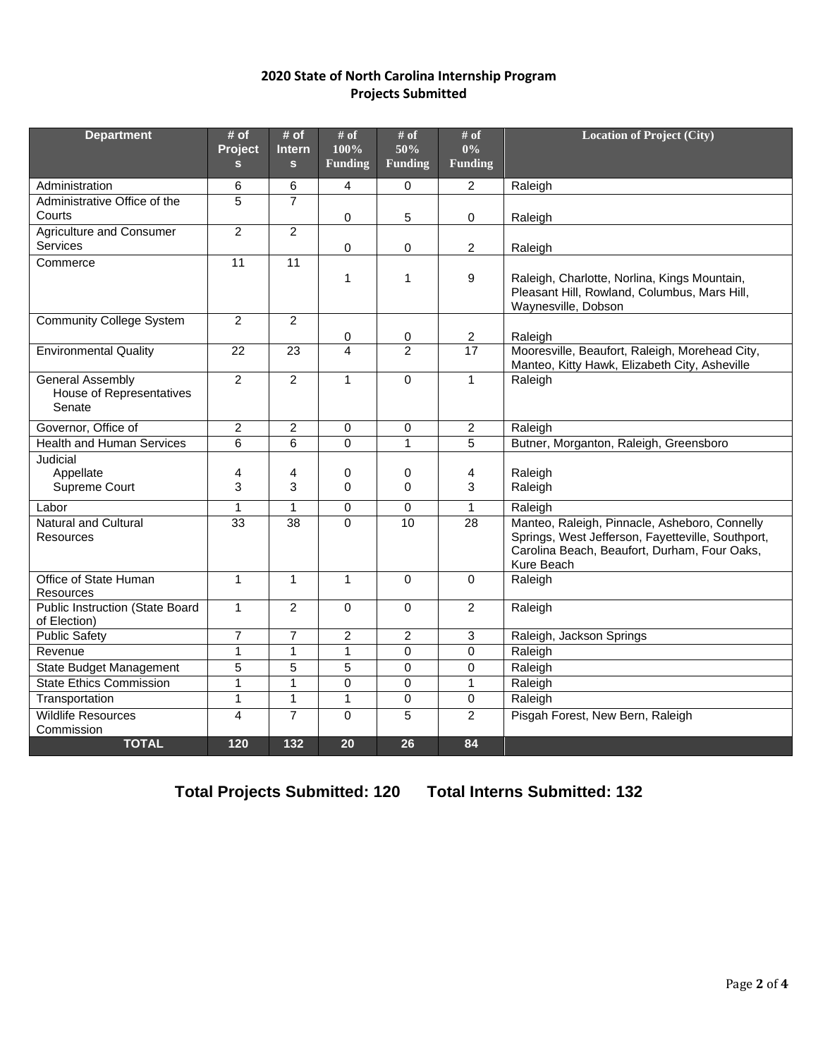# 2020 State of North Carolina Internship Program
## Projects Submitted

| Department | # of Projects | # of Interns | # of 100% Funding | # of 50% Funding | # of 0% Funding | Location of Project (City) |
|---|---|---|---|---|---|---|
| Administration | 6 | 6 | 4 | 0 | 2 | Raleigh |
| Administrative Office of the Courts | 5 | 7 | 0 | 5 | 0 | Raleigh |
| Agriculture and Consumer Services | 2 | 2 | 0 | 0 | 2 | Raleigh |
| Commerce | 11 | 11 | 1 | 1 | 9 | Raleigh, Charlotte, Norlina, Kings Mountain, Pleasant Hill, Rowland, Columbus, Mars Hill, Waynesville, Dobson |
| Community College System | 2 | 2 | 0 | 0 | 2 | Raleigh |
| Environmental Quality | 22 | 23 | 4 | 2 | 17 | Mooresville, Beaufort, Raleigh, Morehead City, Manteo, Kitty Hawk, Elizabeth City, Asheville |
| General Assembly<br>House of Representatives<br>Senate | 2 | 2 | 1 | 0 | 1 | Raleigh |
| Governor, Office of | 2 | 2 | 0 | 0 | 2 | Raleigh |
| Health and Human Services | 6 | 6 | 0 | 1 | 5 | Butner, Morganton, Raleigh, Greensboro |
| Judicial | | | | | | |
| Appellate | 4 | 4 | 0 | 0 | 4 | Raleigh |
| Supreme Court | 3 | 3 | 0 | 0 | 3 | Raleigh |
| Labor | 1 | 1 | 0 | 0 | 1 | Raleigh |
| Natural and Cultural Resources | 33 | 38 | 0 | 10 | 28 | Manteo, Raleigh, Pinnacle, Asheboro, Connelly Springs, West Jefferson, Fayetteville, Southport, Carolina Beach, Beaufort, Durham, Four Oaks, Kure Beach |
| Office of State Human Resources | 1 | 1 | 1 | 0 | 0 | Raleigh |
| Public Instruction (State Board of Election) | 1 | 2 | 0 | 0 | 2 | Raleigh |
| Public Safety | 7 | 7 | 2 | 2 | 3 | Raleigh, Jackson Springs |
| Revenue | 1 | 1 | 1 | 0 | 0 | Raleigh |
| State Budget Management | 5 | 5 | 5 | 0 | 0 | Raleigh |
| State Ethics Commission | 1 | 1 | 0 | 0 | 1 | Raleigh |
| Transportation | 1 | 1 | 1 | 0 | 0 | Raleigh |
| Wildlife Resources Commission | 4 | 7 | 0 | 5 | 2 | Pisgah Forest, New Bern, Raleigh |
| **TOTAL** | **120** | **132** | **20** | **26** | **84** | |

**Total Projects Submitted: 120 Total Interns Submitted: 132**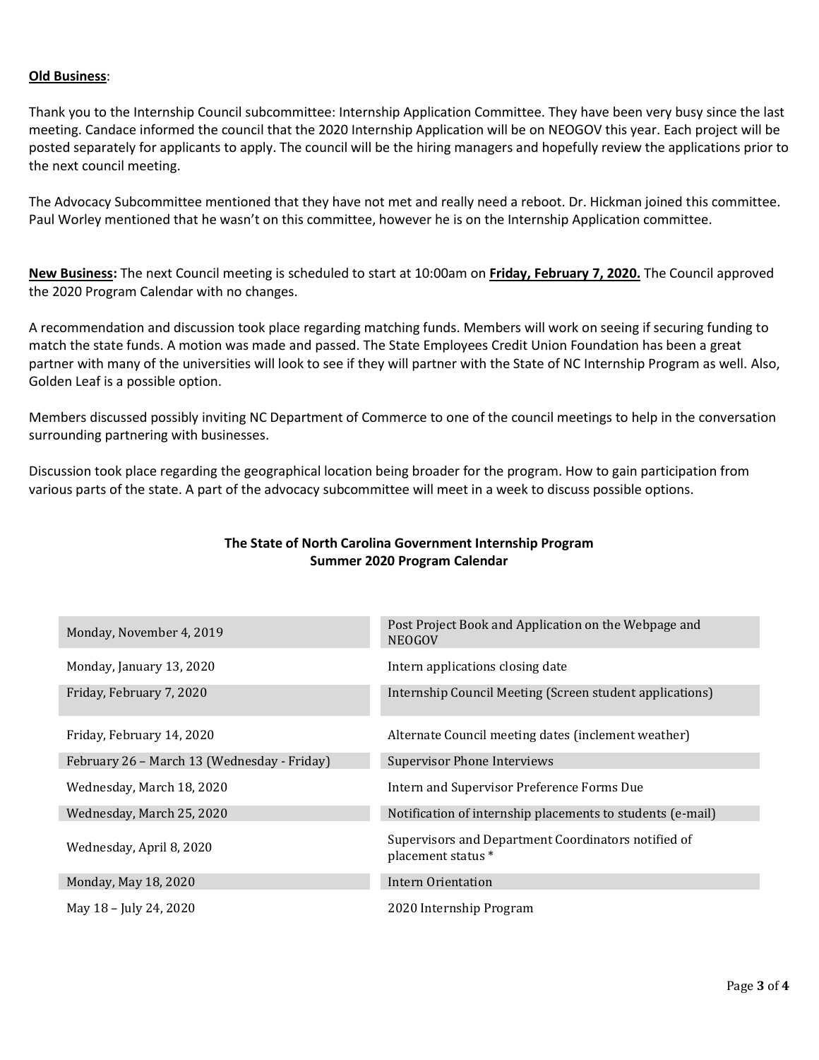**Old Business**:

Thank you to the Internship Council subcommittee: Internship Application Committee. They have been very busy since the last meeting. Candace informed the council that the 2020 Internship Application will be on NEOGOV this year. Each project will be posted separately for applicants to apply. The council will be the hiring managers and hopefully review the applications prior to the next council meeting.

The Advocacy Subcommittee mentioned that they have not met and really need a reboot. Dr. Hickman joined this committee. Paul Worley mentioned that he wasn't on this committee, however he is on the Internship Application committee.

**New Business:** The next Council meeting is scheduled to start at 10:00am on **Friday, February 7, 2020.** The Council approved the 2020 Program Calendar with no changes.

A recommendation and discussion took place regarding matching funds. Members will work on seeing if securing funding to match the state funds. A motion was made and passed. The State Employees Credit Union Foundation has been a great partner with many of the universities will look to see if they will partner with the State of NC Internship Program as well. Also, Golden Leaf is a possible option.

Members discussed possibly inviting NC Department of Commerce to one of the council meetings to help in the conversation surrounding partnering with businesses.

Discussion took place regarding the geographical location being broader for the program. How to gain participation from various parts of the state. A part of the advocacy subcommittee will meet in a week to discuss possible options.

**The State of North Carolina Government Internship Program**
**Summer 2020 Program Calendar**

| | |
|---|---|
| Monday, November 4, 2019 | Post Project Book and Application on the Webpage and NEOGOV |
| Monday, January 13, 2020 | Intern applications closing date |
| Friday, February 7, 2020 | Internship Council Meeting (Screen student applications) |
| Friday, February 14, 2020 | Alternate Council meeting dates (inclement weather) |
| February 26 – March 13 (Wednesday - Friday) | Supervisor Phone Interviews |
| Wednesday, March 18, 2020 | Intern and Supervisor Preference Forms Due |
| Wednesday, March 25, 2020 | Notification of internship placements to students (e-mail) |
| Wednesday, April 8, 2020 | Supervisors and Department Coordinators notified of placement status * |
| Monday, May 18, 2020 | Intern Orientation |
| May 18 – July 24, 2020 | 2020 Internship Program |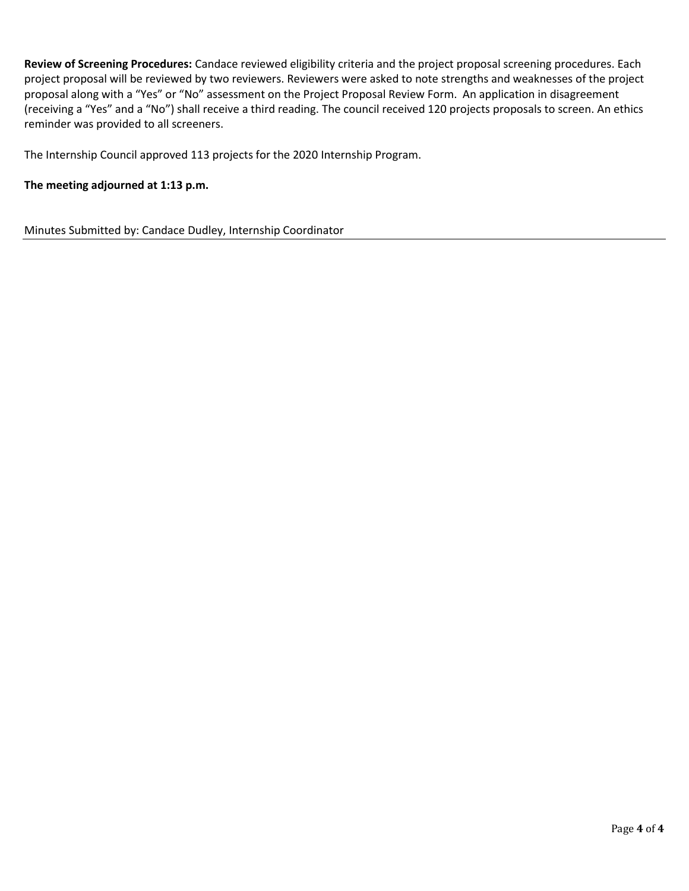**Review of Screening Procedures:** Candace reviewed eligibility criteria and the project proposal screening procedures. Each project proposal will be reviewed by two reviewers. Reviewers were asked to note strengths and weaknesses of the project proposal along with a "Yes" or "No" assessment on the Project Proposal Review Form. An application in disagreement (receiving a "Yes" and a "No") shall receive a third reading. The council received 120 projects proposals to screen. An ethics reminder was provided to all screeners.

The Internship Council approved 113 projects for the 2020 Internship Program.

**The meeting adjourned at 1:13 p.m.**

Minutes Submitted by: Candace Dudley, Internship Coordinator